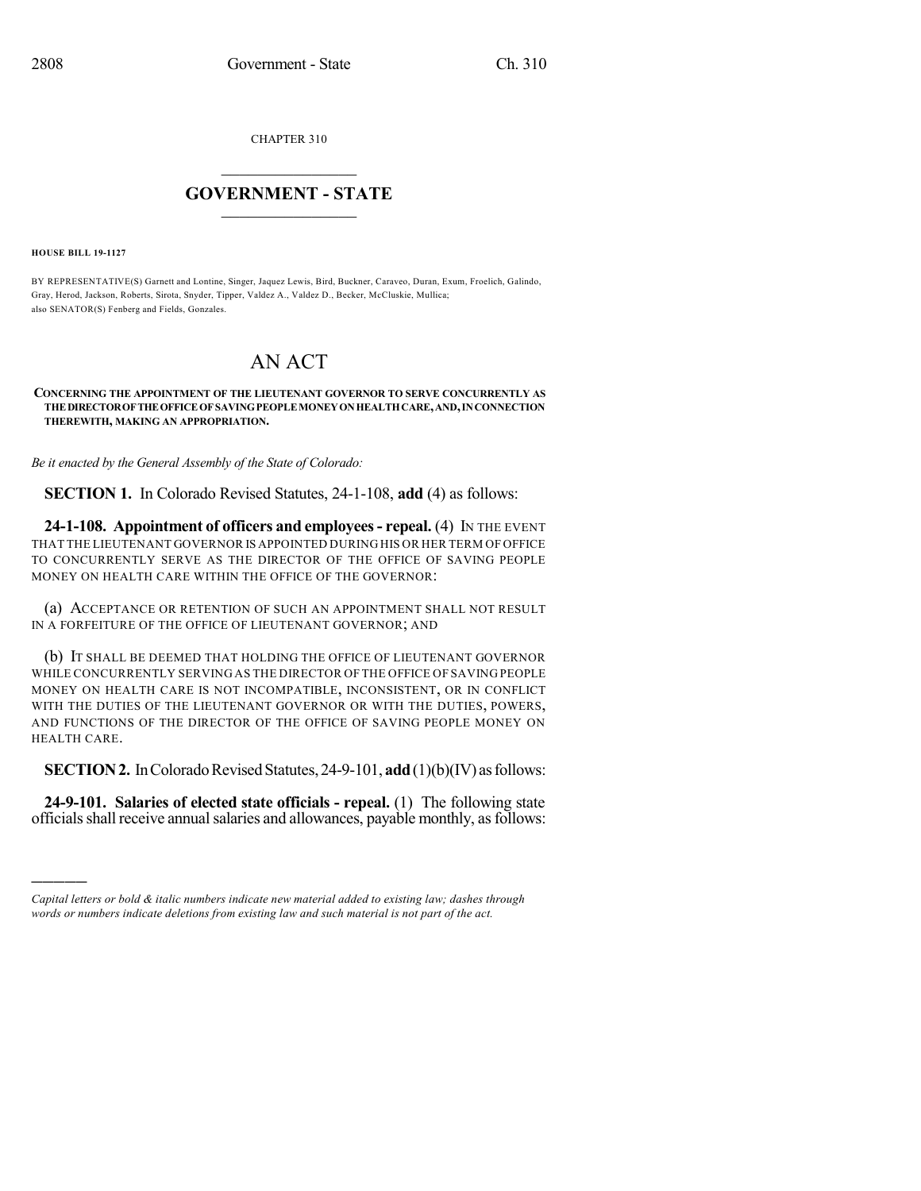CHAPTER 310

# GOVERNMENT - STATE

**HOUSE BILL 19-1127**

BY REPRESENTATIVE(S) Garnett and Lontine, Singer, Jaquez Lewis, Bird, Buckner, Caraveo, Duran, Exum, Froelich, Galindo, Gray, Herod, Jackson, Roberts, Sirota, Snyder, Tipper, Valdez A., Valdez D., Becker, McCluskie, Mullica; also SENATOR(S) Fenberg and Fields, Gonzales.

# AN ACT

**CONCERNING THE APPOINTMENT OF THE LIEUTENANT GOVERNOR TO SERVE CONCURRENTLY AS THE DIRECTOR OF THE OFFICE OF SAVING PEOPLE MONEY ON HEALTH CARE, AND, IN CONNECTION THEREWITH, MAKING AN APPROPRIATION.**

*Be it enacted by the General Assembly of the State of Colorado:*

**SECTION 1.** In Colorado Revised Statutes, 24-1-108, **add** (4) as follows:

**24-1-108. Appointment of officers and employees - repeal.** (4) IN THE EVENT THAT THE LIEUTENANT GOVERNOR IS APPOINTED DURING HIS OR HER TERM OF OFFICE TO CONCURRENTLY SERVE AS THE DIRECTOR OF THE OFFICE OF SAVING PEOPLE MONEY ON HEALTH CARE WITHIN THE OFFICE OF THE GOVERNOR:

(a) ACCEPTANCE OR RETENTION OF SUCH AN APPOINTMENT SHALL NOT RESULT IN A FORFEITURE OF THE OFFICE OF LIEUTENANT GOVERNOR; AND

(b) IT SHALL BE DEEMED THAT HOLDING THE OFFICE OF LIEUTENANT GOVERNOR WHILE CONCURRENTLY SERVING AS THE DIRECTOR OF THE OFFICE OF SAVING PEOPLE MONEY ON HEALTH CARE IS NOT INCOMPATIBLE, INCONSISTENT, OR IN CONFLICT WITH THE DUTIES OF THE LIEUTENANT GOVERNOR OR WITH THE DUTIES, POWERS, AND FUNCTIONS OF THE DIRECTOR OF THE OFFICE OF SAVING PEOPLE MONEY ON HEALTH CARE.

**SECTION 2.** In Colorado Revised Statutes, 24-9-101, **add** (1)(b)(IV) as follows:

**24-9-101. Salaries of elected state officials - repeal.** (1) The following state officials shall receive annual salaries and allowances, payable monthly, as follows:

---

*Capital letters or bold & italic numbers indicate new material added to existing law; dashes through words or numbers indicate deletions from existing law and such material is not part of the act.*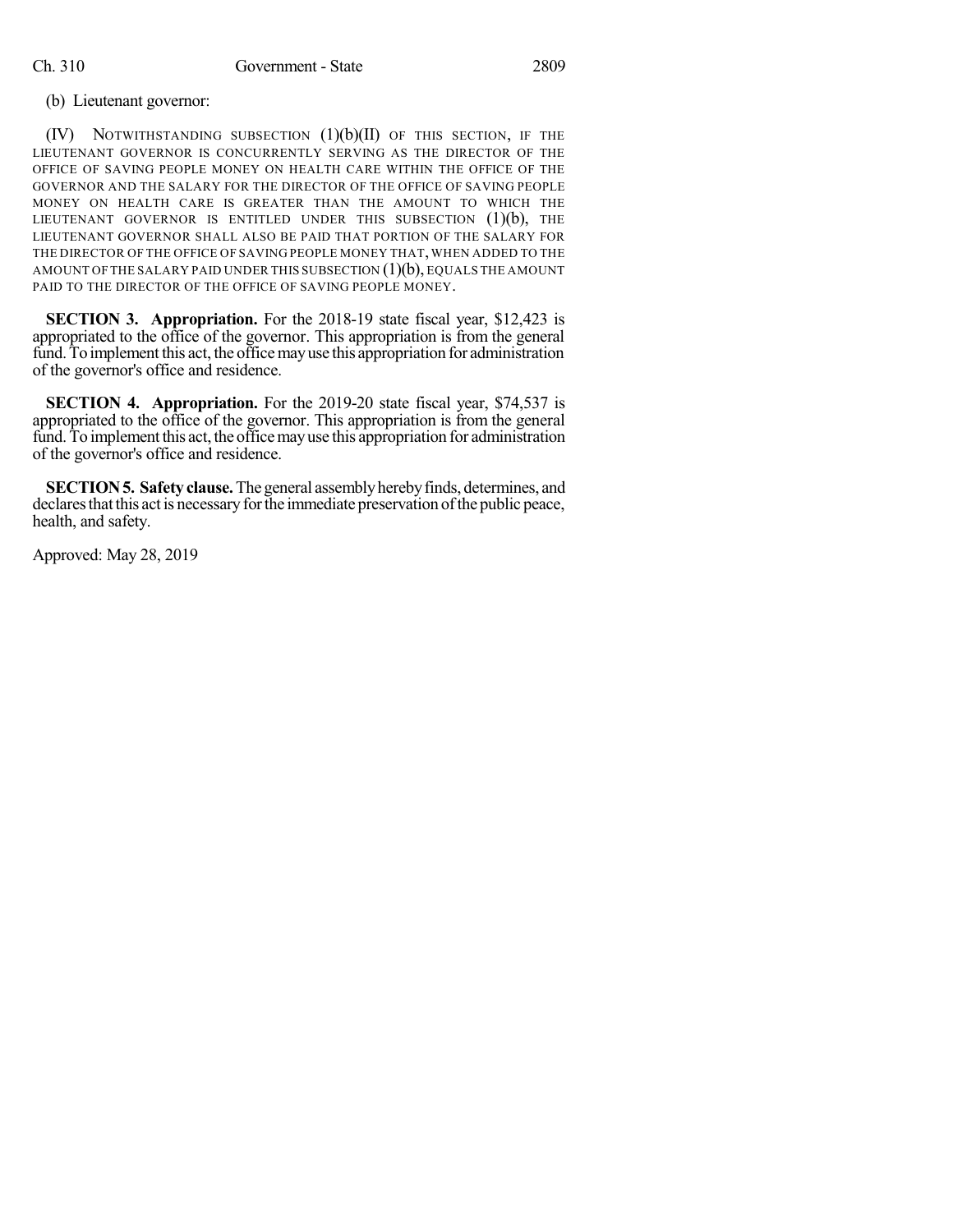(b) Lieutenant governor:

(IV) NOTWITHSTANDING SUBSECTION (1)(b)(II) OF THIS SECTION, IF THE LIEUTENANT GOVERNOR IS CONCURRENTLY SERVING AS THE DIRECTOR OF THE OFFICE OF SAVING PEOPLE MONEY ON HEALTH CARE WITHIN THE OFFICE OF THE GOVERNOR AND THE SALARY FOR THE DIRECTOR OF THE OFFICE OF SAVING PEOPLE MONEY ON HEALTH CARE IS GREATER THAN THE AMOUNT TO WHICH THE LIEUTENANT GOVERNOR IS ENTITLED UNDER THIS SUBSECTION (1)(b), THE LIEUTENANT GOVERNOR SHALL ALSO BE PAID THAT PORTION OF THE SALARY FOR THE DIRECTOR OF THE OFFICE OF SAVING PEOPLE MONEY THAT, WHEN ADDED TO THE AMOUNT OF THE SALARY PAID UNDER THIS SUBSECTION (1)(b), EQUALS THE AMOUNT PAID TO THE DIRECTOR OF THE OFFICE OF SAVING PEOPLE MONEY.

**SECTION 3. Appropriation.** For the 2018-19 state fiscal year, $12,423 is appropriated to the office of the governor. This appropriation is from the general fund. To implement this act, the office may use this appropriation for administration of the governor's office and residence.

**SECTION 4. Appropriation.** For the 2019-20 state fiscal year, $74,537 is appropriated to the office of the governor. This appropriation is from the general fund. To implement this act, the office may use this appropriation for administration of the governor's office and residence.

**SECTION 5. Safety clause.** The general assembly hereby finds, determines, and declares that this act is necessary for the immediate preservation of the public peace, health, and safety.

Approved: May 28, 2019